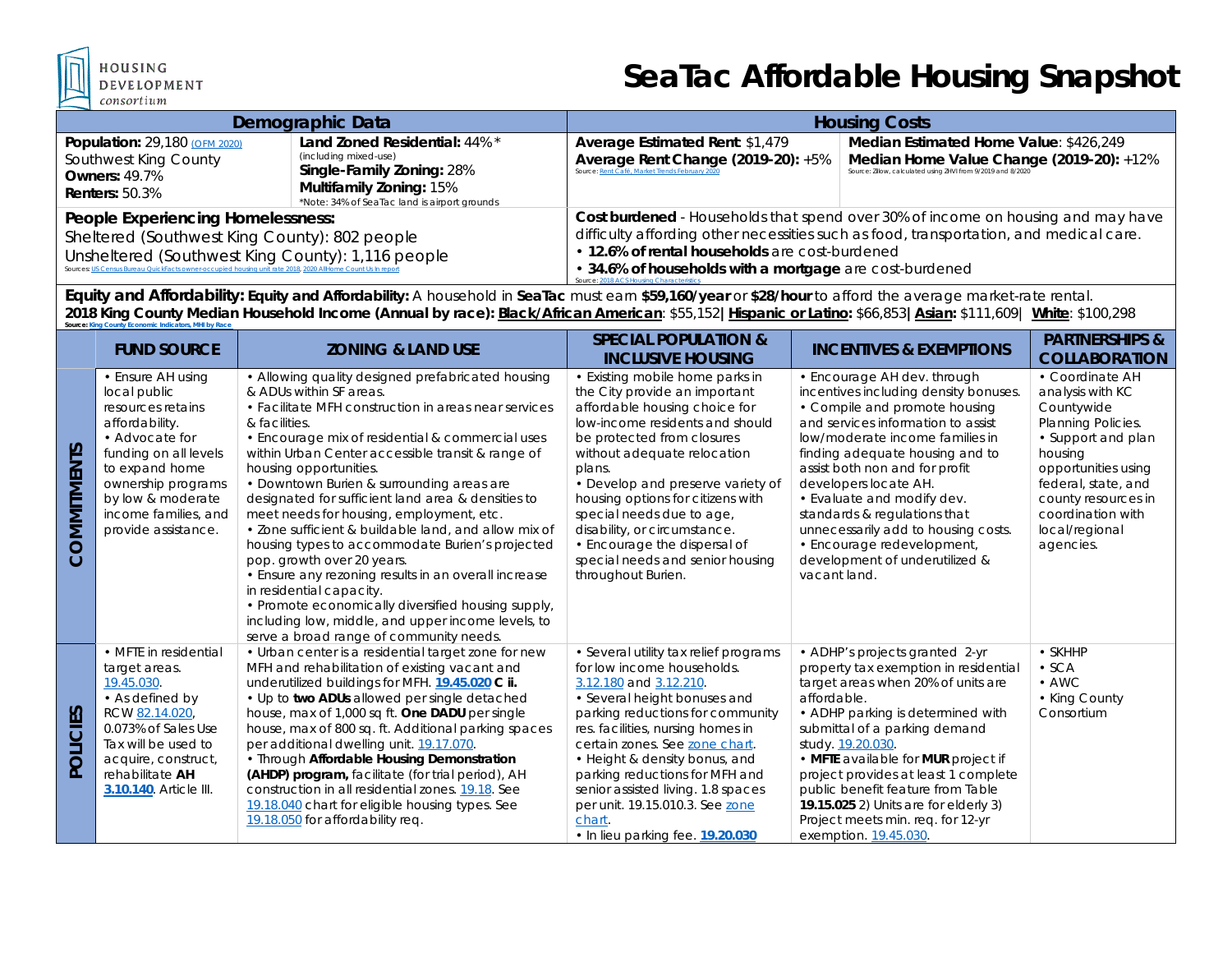HOUSING DEVELOPMENT consortium

# SeaTac Affordable Housing Snapshot

| Demographic Data | | Housing Costs | |
|---|---|---|---|
| **Population:** 29,180 (OFM 2020)<br>Southwest King County<br>**Owners:** 49.7%<br>**Renters:** 50.3% | **Land Zoned Residential:** 44%*<br>(including mixed-use)<br>**Single-Family Zoning:** 28%<br>**Multifamily Zoning:** 15%<br>*Note: 34% of SeaTac land is airport grounds | **Average Estimated Rent**: $1,479<br>**Average Rent Change (2019-20):** +5%<br>Source: Rent Café, Market Trends February 2020 | **Median Estimated Home Value**: $426,249<br>**Median Home Value Change (2019-20):** +12%<br>Source: Zillow, calculated using ZHVI from 9/2019 and 8/2020 |
| **People Experiencing Homelessness:**<br>Sheltered (Southwest King County): 802 people<br>Unsheltered (Southwest King County): 1,116 people<br>Sources: US Census Bureau QuickFacts owner-occupied housing unit rate 2018, 2020 AllHome Count Us In report | | **Cost burdened** - Households that spend over 30% of income on housing and may have difficulty affording other necessities such as food, transportation, and medical care.<br>• **12.6% of rental households** are cost-burdened<br>• **34.6% of households with a mortgage** are cost-burdened<br>Source: 2018 ACS Housing Characteristics | |

**Equity and Affordability: Equity and Affordability:** A household in **SeaTac** must earn **$59,160/year** or **$28/hour** to afford the average market-rate rental.
**2018 King County Median Household Income (Annual by race):** **Black/African American**: $55,152| **Hispanic or Latino:** $66,853| **Asian:** $111,609| **White**: $100,298
Source: King County Economic Indicators, MHI by Race

| | FUND SOURCE | ZONING & LAND USE | SPECIAL POPULATION & INCLUSIVE HOUSING | INCENTIVES & EXEMPTIONS | PARTNERSHIPS & COLLABORATION |
|---|---|---|---|---|---|
| **COMMITMENTS** | • Ensure AH using local public resources retains affordability.<br>• Advocate for funding on all levels to expand home ownership programs by low & moderate income families, and provide assistance. | • Allowing quality designed prefabricated housing & ADUs within SF areas.<br>• Facilitate MFH construction in areas near services & facilities.<br>• Encourage mix of residential & commercial uses within Urban Center accessible transit & range of housing opportunities.<br>• Downtown Burien & surrounding areas are designated for sufficient land area & densities to meet needs for housing, employment, etc.<br>• Zone sufficient & buildable land, and allow mix of housing types to accommodate Burien's projected pop. growth over 20 years.<br>• Ensure any rezoning results in an overall increase in residential capacity.<br>• Promote economically diversified housing supply, including low, middle, and upper income levels, to serve a broad range of community needs. | • Existing mobile home parks in the City provide an important affordable housing choice for low-income residents and should be protected from closures without adequate relocation plans.<br>• Develop and preserve variety of housing options for citizens with special needs due to age, disability, or circumstance.<br>• Encourage the dispersal of special needs and senior housing throughout Burien. | • Encourage AH dev. through incentives including density bonuses.<br>• Compile and promote housing and services information to assist low/moderate income families in finding adequate housing and to assist both non and for profit developers locate AH.<br>• Evaluate and modify dev. standards & regulations that unnecessarily add to housing costs.<br>• Encourage redevelopment, development of underutilized & vacant land. | • Coordinate AH analysis with KC Countywide Planning Policies.<br>• Support and plan housing opportunities using federal, state, and county resources in coordination with local/regional agencies. |
| **POLICIES** | • MFTE in residential target areas. 19.45.030.<br>• As defined by RCW 82.14.020, 0.073% of Sales Use Tax will be used to acquire, construct, rehabilitate **AH** **3.10.140**. Article III. | • Urban center is a residential target zone for new MFH and rehabilitation of existing vacant and underutilized buildings for MFH. **19.45.020 C ii.**<br>• Up to **two ADUs** allowed per single detached house, max of 1,000 sq ft. **One DADU** per single house, max of 800 sq. ft. Additional parking spaces per additional dwelling unit. 19.17.070.<br>• Through **Affordable Housing Demonstration (AHDP) program,** facilitate (for trial period), AH construction in all residential zones. 19.18. See 19.18.040 chart for eligible housing types. See 19.18.050 for affordability req. | • Several utility tax relief programs for low income households. 3.12.180 and 3.12.210.<br>• Several height bonuses and parking reductions for community res. facilities, nursing homes in certain zones. See zone chart.<br>• Height & density bonus, and parking reductions for MFH and senior assisted living. 1.8 spaces per unit. 19.15.010.3. See zone chart.<br>• In lieu parking fee. **19.20.030** | • ADHP's projects granted 2-yr property tax exemption in residential target areas when 20% of units are affordable.<br>• ADHP parking is determined with submittal of a parking demand study. 19.20.030.<br>• **MFTE** available for **MUR** project if project provides at least 1 complete public benefit feature from Table **19.15.025** 2) Units are for elderly 3) Project meets min. req. for 12-yr exemption. 19.45.030. | • SKHHP<br>• SCA<br>• AWC<br>• King County Consortium |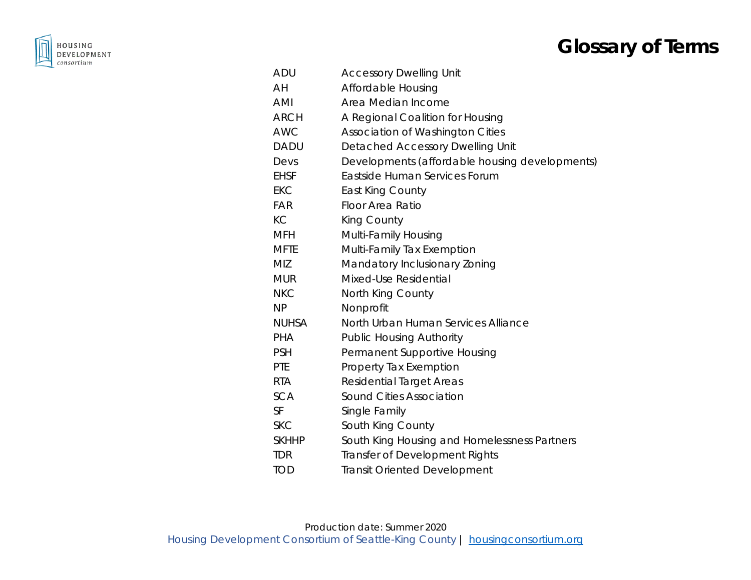# Glossary of Terms

| | |
|---|---|
| ADU | Accessory Dwelling Unit |
| AH | Affordable Housing |
| AMI | Area Median Income |
| ARCH | A Regional Coalition for Housing |
| AWC | Association of Washington Cities |
| DADU | Detached Accessory Dwelling Unit |
| Devs | Developments (affordable housing developments) |
| EHSF | Eastside Human Services Forum |
| EKC | East King County |
| FAR | Floor Area Ratio |
| KC | King County |
| MFH | Multi-Family Housing |
| MFTE | Multi-Family Tax Exemption |
| MIZ | Mandatory Inclusionary Zoning |
| MUR | Mixed-Use Residential |
| NKC | North King County |
| NP | Nonprofit |
| NUHSA | North Urban Human Services Alliance |
| PHA | Public Housing Authority |
| PSH | Permanent Supportive Housing |
| PTE | Property Tax Exemption |
| RTA | Residential Target Areas |
| SCA | Sound Cities Association |
| SF | Single Family |
| SKC | South King County |
| SKHHP | South King Housing and Homelessness Partners |
| TDR | Transfer of Development Rights |
| TOD | Transit Oriented Development |

Production date: Summer 2020

Housing Development Consortium of Seattle-King County | housingconsortium.org